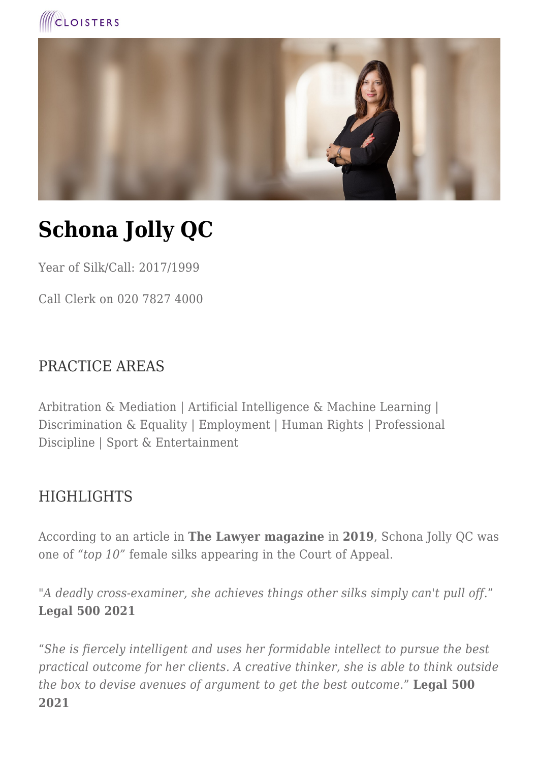# Schona Jolly QC

Year of Silk/Call: 2017/1999

Call Clerk on 020 7827 4000

## PRACTICE AREAS

Arbitration & Mediation | Artificial Intelligence & Machine Learning | Discrimination & Equality | Employment | Human Rights | Professional Discipline | Sport & Entertainment

## HIGHLIGHTS

According to an article in **The Lawyer magazine** in **2019**, Schona Jolly QC was one of *"top 10"* female silks appearing in the Court of Appeal.

"*A deadly cross-examiner, she achieves things other silks simply can't pull off.*" **Legal 500 2021**

*"She is fiercely intelligent and uses her formidable intellect to pursue the best practical outcome for her clients. A creative thinker, she is able to think outside the box to devise avenues of argument to get the best outcome."* **Legal 500 2021**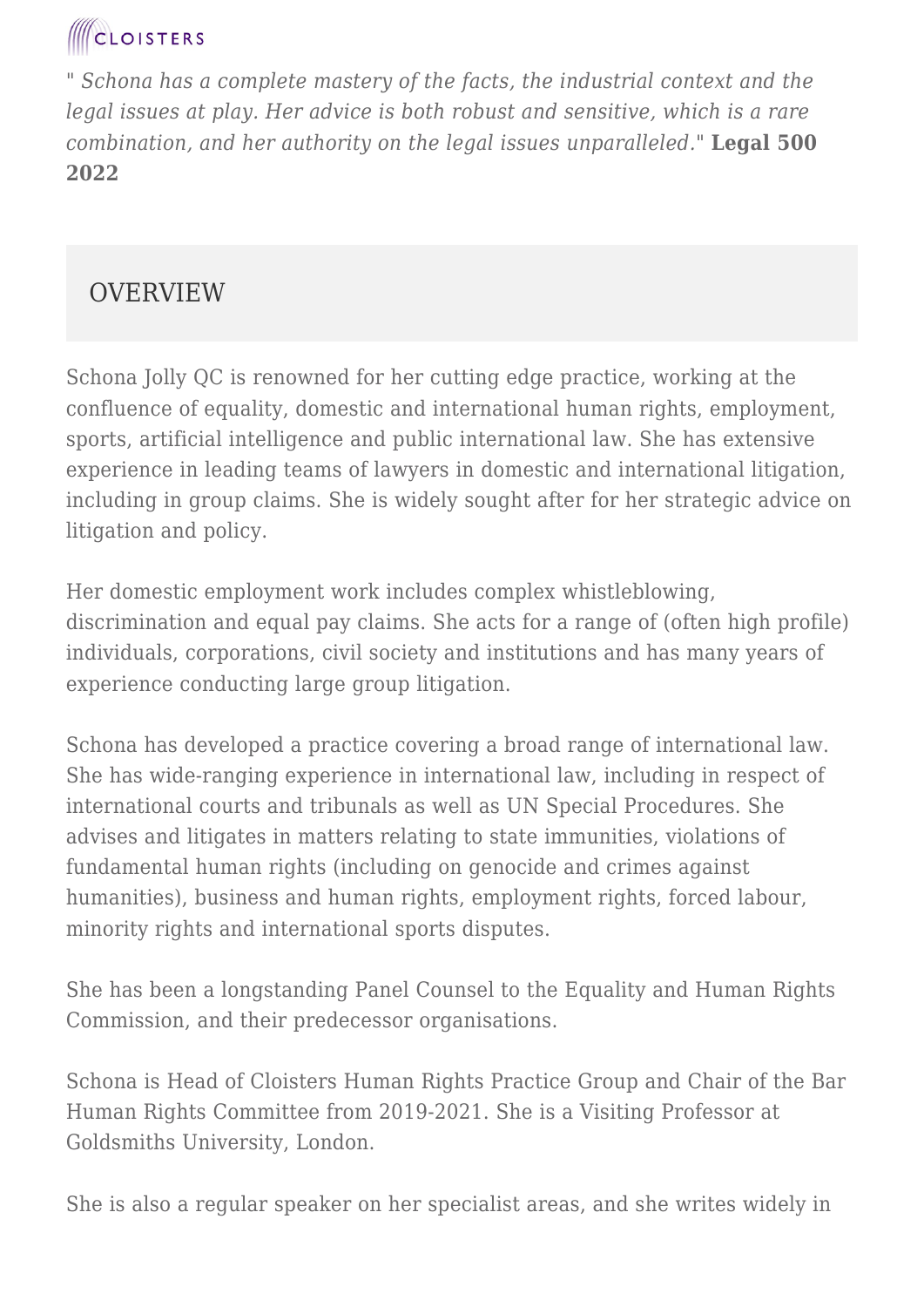" *Schona has a complete mastery of the facts, the industrial context and the legal issues at play. Her advice is both robust and sensitive, which is a rare combination, and her authority on the legal issues unparalleled.*" **Legal 500 2022**

## OVERVIEW

Schona Jolly QC is renowned for her cutting edge practice, working at the confluence of equality, domestic and international human rights, employment, sports, artificial intelligence and public international law. She has extensive experience in leading teams of lawyers in domestic and international litigation, including in group claims. She is widely sought after for her strategic advice on litigation and policy.

Her domestic employment work includes complex whistleblowing, discrimination and equal pay claims. She acts for a range of (often high profile) individuals, corporations, civil society and institutions and has many years of experience conducting large group litigation.

Schona has developed a practice covering a broad range of international law. She has wide-ranging experience in international law, including in respect of international courts and tribunals as well as UN Special Procedures. She advises and litigates in matters relating to state immunities, violations of fundamental human rights (including on genocide and crimes against humanities), business and human rights, employment rights, forced labour, minority rights and international sports disputes.

She has been a longstanding Panel Counsel to the Equality and Human Rights Commission, and their predecessor organisations.

Schona is Head of Cloisters Human Rights Practice Group and Chair of the Bar Human Rights Committee from 2019-2021. She is a Visiting Professor at Goldsmiths University, London.

She is also a regular speaker on her specialist areas, and she writes widely in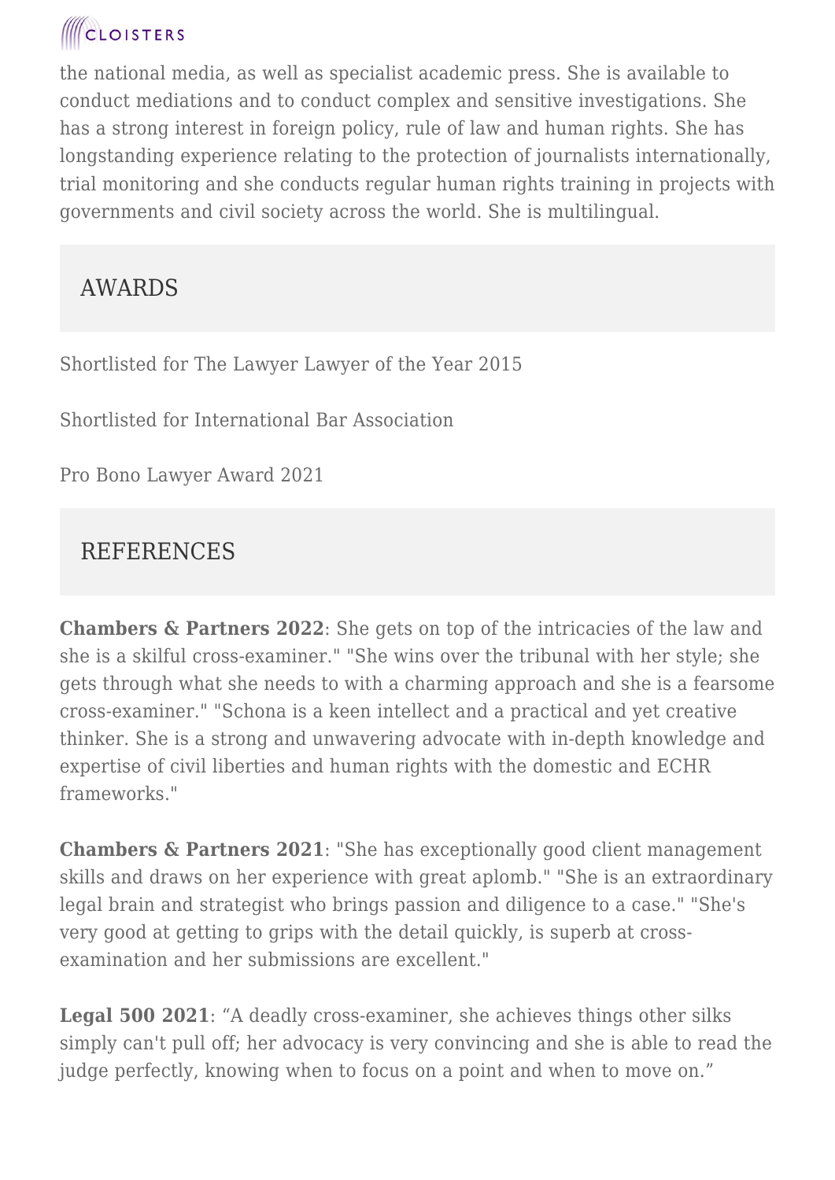the national media, as well as specialist academic press. She is available to conduct mediations and to conduct complex and sensitive investigations. She has a strong interest in foreign policy, rule of law and human rights. She has longstanding experience relating to the protection of journalists internationally, trial monitoring and she conducts regular human rights training in projects with governments and civil society across the world. She is multilingual.

## AWARDS

Shortlisted for The Lawyer Lawyer of the Year 2015

Shortlisted for International Bar Association

Pro Bono Lawyer Award 2021

## REFERENCES

**Chambers & Partners 2022**: She gets on top of the intricacies of the law and she is a skilful cross-examiner." "She wins over the tribunal with her style; she gets through what she needs to with a charming approach and she is a fearsome cross-examiner." "Schona is a keen intellect and a practical and yet creative thinker. She is a strong and unwavering advocate with in-depth knowledge and expertise of civil liberties and human rights with the domestic and ECHR frameworks."

**Chambers & Partners 2021**: "She has exceptionally good client management skills and draws on her experience with great aplomb." "She is an extraordinary legal brain and strategist who brings passion and diligence to a case." "She's very good at getting to grips with the detail quickly, is superb at cross-examination and her submissions are excellent."

**Legal 500 2021**: "A deadly cross-examiner, she achieves things other silks simply can't pull off; her advocacy is very convincing and she is able to read the judge perfectly, knowing when to focus on a point and when to move on."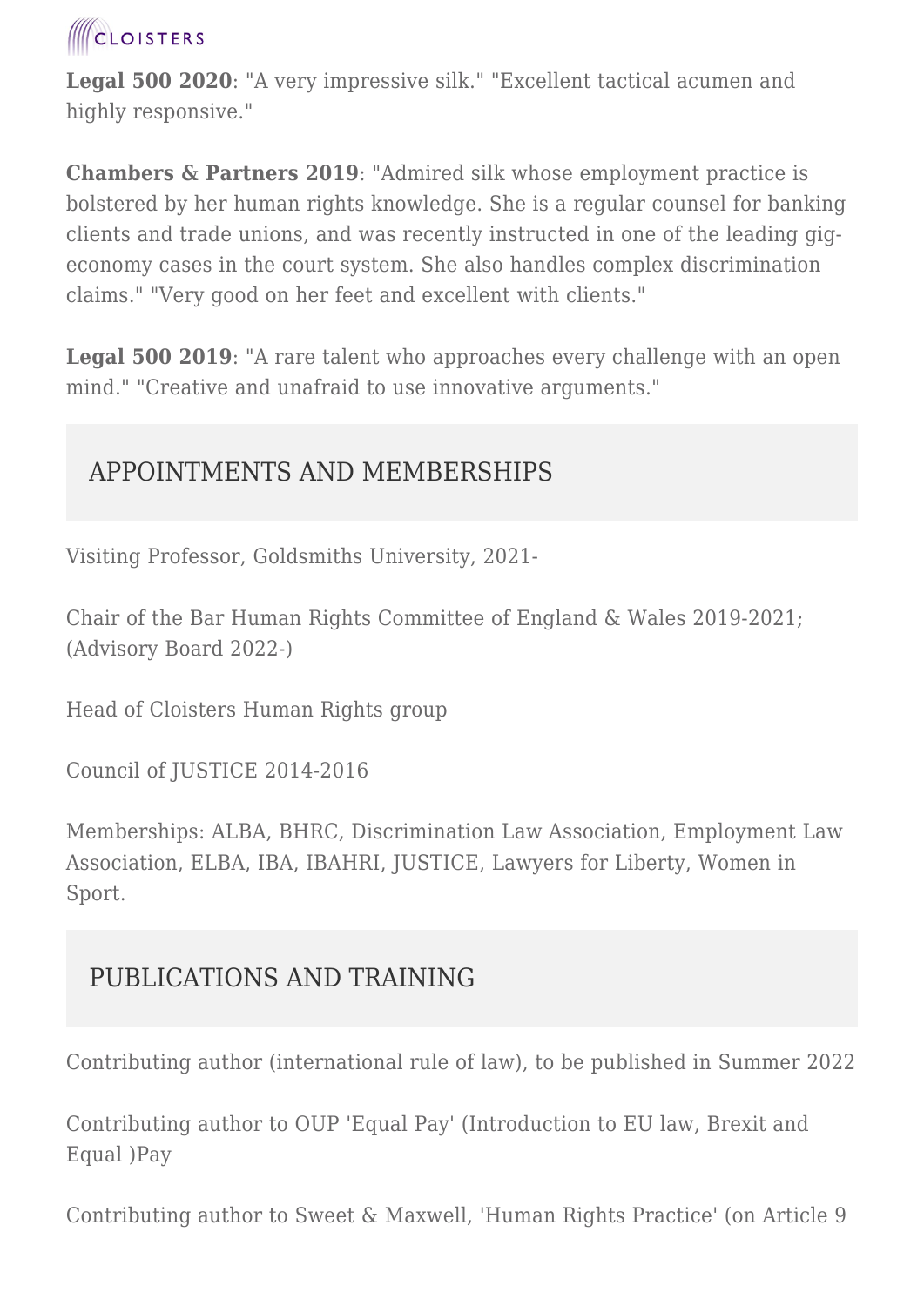**Legal 500 2020**: "A very impressive silk." "Excellent tactical acumen and highly responsive."

**Chambers & Partners 2019**: "Admired silk whose employment practice is bolstered by her human rights knowledge. She is a regular counsel for banking clients and trade unions, and was recently instructed in one of the leading gig-economy cases in the court system. She also handles complex discrimination claims." "Very good on her feet and excellent with clients."

**Legal 500 2019**: "A rare talent who approaches every challenge with an open mind." "Creative and unafraid to use innovative arguments."

## APPOINTMENTS AND MEMBERSHIPS

Visiting Professor, Goldsmiths University, 2021-

Chair of the Bar Human Rights Committee of England & Wales 2019-2021; (Advisory Board 2022-)

Head of Cloisters Human Rights group

Council of JUSTICE 2014-2016

Memberships: ALBA, BHRC, Discrimination Law Association, Employment Law Association, ELBA, IBA, IBAHRI, JUSTICE, Lawyers for Liberty, Women in Sport.

## PUBLICATIONS AND TRAINING

Contributing author (international rule of law), to be published in Summer 2022

Contributing author to OUP 'Equal Pay' (Introduction to EU law, Brexit and Equal )Pay

Contributing author to Sweet & Maxwell, 'Human Rights Practice' (on Article 9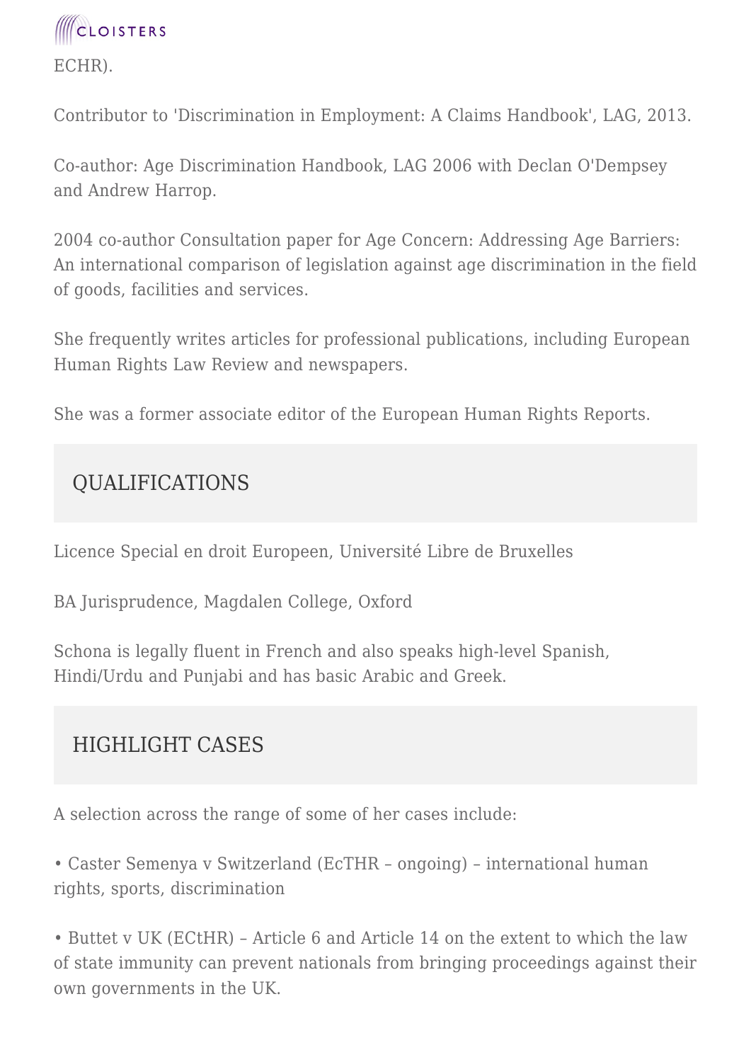ECHR).

Contributor to 'Discrimination in Employment: A Claims Handbook', LAG, 2013.

Co-author: Age Discrimination Handbook, LAG 2006 with Declan O'Dempsey and Andrew Harrop.

2004 co-author Consultation paper for Age Concern: Addressing Age Barriers: An international comparison of legislation against age discrimination in the field of goods, facilities and services.

She frequently writes articles for professional publications, including European Human Rights Law Review and newspapers.

She was a former associate editor of the European Human Rights Reports.

## QUALIFICATIONS

Licence Special en droit Europeen, Université Libre de Bruxelles

BA Jurisprudence, Magdalen College, Oxford

Schona is legally fluent in French and also speaks high-level Spanish, Hindi/Urdu and Punjabi and has basic Arabic and Greek.

## HIGHLIGHT CASES

A selection across the range of some of her cases include:

- Caster Semenya v Switzerland (EcTHR – ongoing) – international human rights, sports, discrimination
- Buttet v UK (ECtHR) – Article 6 and Article 14 on the extent to which the law of state immunity can prevent nationals from bringing proceedings against their own governments in the UK.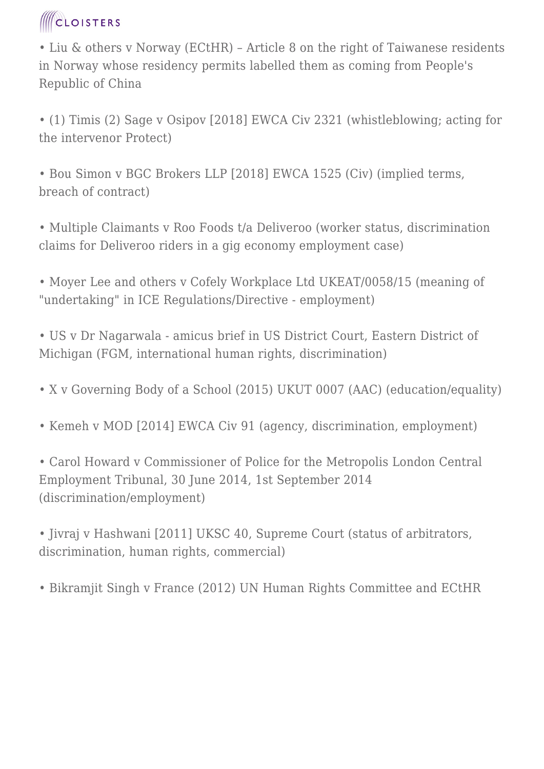- Liu & others v Norway (ECtHR) – Article 8 on the right of Taiwanese residents in Norway whose residency permits labelled them as coming from People's Republic of China
- (1) Timis (2) Sage v Osipov [2018] EWCA Civ 2321 (whistleblowing; acting for the intervenor Protect)
- Bou Simon v BGC Brokers LLP [2018] EWCA 1525 (Civ) (implied terms, breach of contract)
- Multiple Claimants v Roo Foods t/a Deliveroo (worker status, discrimination claims for Deliveroo riders in a gig economy employment case)
- Moyer Lee and others v Cofely Workplace Ltd UKEAT/0058/15 (meaning of "undertaking" in ICE Regulations/Directive - employment)
- US v Dr Nagarwala - amicus brief in US District Court, Eastern District of Michigan (FGM, international human rights, discrimination)
- X v Governing Body of a School (2015) UKUT 0007 (AAC) (education/equality)
- Kemeh v MOD [2014] EWCA Civ 91 (agency, discrimination, employment)
- Carol Howard v Commissioner of Police for the Metropolis London Central Employment Tribunal, 30 June 2014, 1st September 2014 (discrimination/employment)
- Jivraj v Hashwani [2011] UKSC 40, Supreme Court (status of arbitrators, discrimination, human rights, commercial)
- Bikramjit Singh v France (2012) UN Human Rights Committee and ECtHR